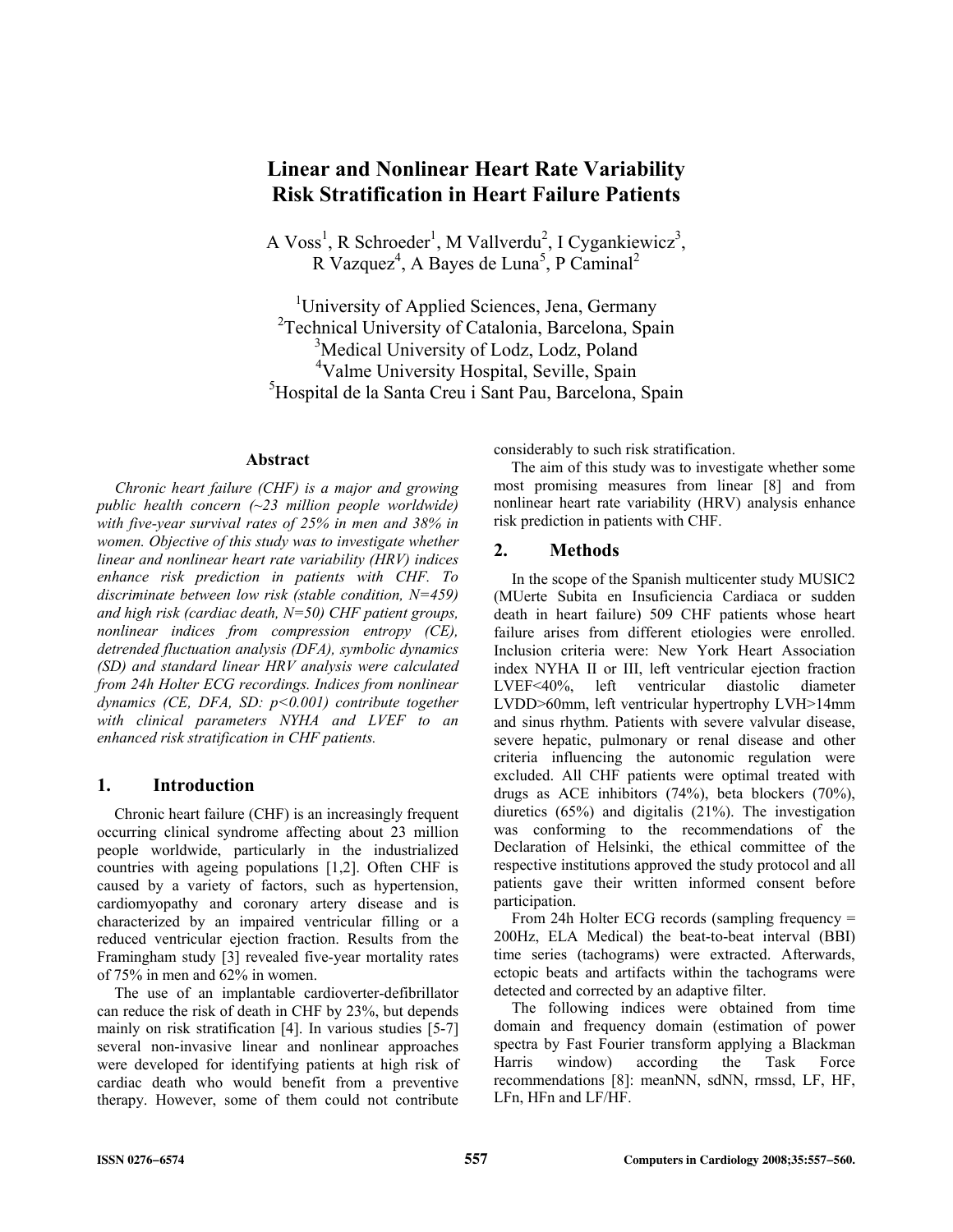# Linear and Nonlinear Heart Rate Variability Risk Stratification in Heart Failure Patients

A Voss[1], R Schroeder[1], M Vallverdu[2], I Cygankiewicz[3], R Vazquez[4], A Bayes de Luna[5], P Caminal[2]

[1]University of Applied Sciences, Jena, Germany
[2]Technical University of Catalonia, Barcelona, Spain
[3]Medical University of Lodz, Lodz, Poland
[4]Valme University Hospital, Seville, Spain
[5]Hospital de la Santa Creu i Sant Pau, Barcelona, Spain

## Abstract

*Chronic heart failure (CHF) is a major and growing public health concern (~23 million people worldwide) with five-year survival rates of 25% in men and 38% in women. Objective of this study was to investigate whether linear and nonlinear heart rate variability (HRV) indices enhance risk prediction in patients with CHF. To discriminate between low risk (stable condition, N=459) and high risk (cardiac death, N=50) CHF patient groups, nonlinear indices from compression entropy (CE), detrended fluctuation analysis (DFA), symbolic dynamics (SD) and standard linear HRV analysis were calculated from 24h Holter ECG recordings. Indices from nonlinear dynamics (CE, DFA, SD: p<0.001) contribute together with clinical parameters NYHA and LVEF to an enhanced risk stratification in CHF patients.*

## 1. Introduction

Chronic heart failure (CHF) is an increasingly frequent occurring clinical syndrome affecting about 23 million people worldwide, particularly in the industrialized countries with ageing populations [1,2]. Often CHF is caused by a variety of factors, such as hypertension, cardiomyopathy and coronary artery disease and is characterized by an impaired ventricular filling or a reduced ventricular ejection fraction. Results from the Framingham study [3] revealed five-year mortality rates of 75% in men and 62% in women.

The use of an implantable cardioverter-defibrillator can reduce the risk of death in CHF by 23%, but depends mainly on risk stratification [4]. In various studies [5-7] several non-invasive linear and nonlinear approaches were developed for identifying patients at high risk of cardiac death who would benefit from a preventive therapy. However, some of them could not contribute considerably to such risk stratification.

The aim of this study was to investigate whether some most promising measures from linear [8] and from nonlinear heart rate variability (HRV) analysis enhance risk prediction in patients with CHF.

## 2. Methods

In the scope of the Spanish multicenter study MUSIC2 (MUerte Subita en Insuficiencia Cardiaca or sudden death in heart failure) 509 CHF patients whose heart failure arises from different etiologies were enrolled. Inclusion criteria were: New York Heart Association index NYHA II or III, left ventricular ejection fraction LVEF<40%, left ventricular diastolic diameter LVDD>60mm, left ventricular hypertrophy LVH>14mm and sinus rhythm. Patients with severe valvular disease, severe hepatic, pulmonary or renal disease and other criteria influencing the autonomic regulation were excluded. All CHF patients were optimal treated with drugs as ACE inhibitors (74%), beta blockers (70%), diuretics (65%) and digitalis (21%). The investigation was conforming to the recommendations of the Declaration of Helsinki, the ethical committee of the respective institutions approved the study protocol and all patients gave their written informed consent before participation.

From 24h Holter ECG records (sampling frequency = 200Hz, ELA Medical) the beat-to-beat interval (BBI) time series (tachograms) were extracted. Afterwards, ectopic beats and artifacts within the tachograms were detected and corrected by an adaptive filter.

The following indices were obtained from time domain and frequency domain (estimation of power spectra by Fast Fourier transform applying a Blackman Harris window) according the Task Force recommendations [8]: meanNN, sdNN, rmssd, LF, HF, LFn, HFn and LF/HF.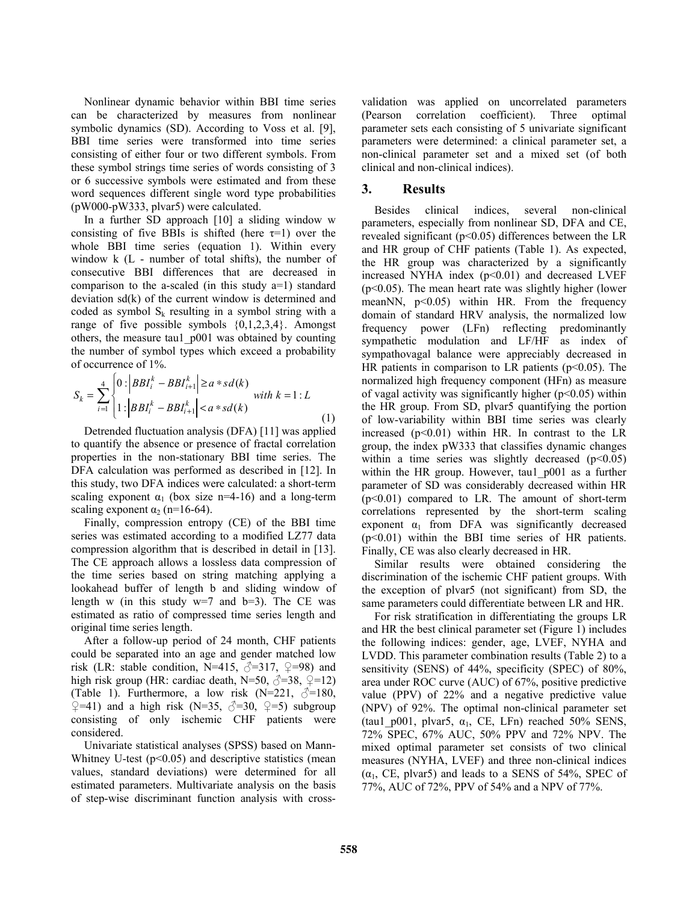Nonlinear dynamic behavior within BBI time series can be characterized by measures from nonlinear symbolic dynamics (SD). According to Voss et al. [9], BBI time series were transformed into time series consisting of either four or two different symbols. From these symbol strings time series of words consisting of 3 or 6 successive symbols were estimated and from these word sequences different single word type probabilities (pW000-pW333, plvar5) were calculated.

In a further SD approach [10] a sliding window w consisting of five BBIs is shifted (here τ=1) over the whole BBI time series (equation 1). Within every window k (L - number of total shifts), the number of consecutive BBI differences that are decreased in comparison to the a-scaled (in this study a=1) standard deviation sd(k) of the current window is determined and coded as symbol $S_k$ resulting in a symbol string with a range of five possible symbols {0,1,2,3,4}. Amongst others, the measure tau1_p001 was obtained by counting the number of symbol types which exceed a probability of occurrence of 1%.

$$S_k = \sum_{i=1}^{4} \begin{cases} 0 : \left| BBI_i^k - BBI_{i+1}^k \right| \geq a * sd(k) \\ 1 : \left| BBI_i^k - BBI_{i+1}^k \right| < a * sd(k) \end{cases} \quad with\ k = 1 : L \tag{1}$$

Detrended fluctuation analysis (DFA) [11] was applied to quantify the absence or presence of fractal correlation properties in the non-stationary BBI time series. The DFA calculation was performed as described in [12]. In this study, two DFA indices were calculated: a short-term scaling exponent $\alpha_1$ (box size n=4-16) and a long-term scaling exponent $\alpha_2$ (n=16-64).

Finally, compression entropy (CE) of the BBI time series was estimated according to a modified LZ77 data compression algorithm that is described in detail in [13]. The CE approach allows a lossless data compression of the time series based on string matching applying a lookahead buffer of length b and sliding window of length w (in this study w=7 and b=3). The CE was estimated as ratio of compressed time series length and original time series length.

After a follow-up period of 24 month, CHF patients could be separated into an age and gender matched low risk (LR: stable condition, N=415, ♂=317, ♀=98) and high risk group (HR: cardiac death, N=50, ♂=38, ♀=12) (Table 1). Furthermore, a low risk (N=221, ♂=180, ♀=41) and a high risk (N=35, ♂=30, ♀=5) subgroup consisting of only ischemic CHF patients were considered.

Univariate statistical analyses (SPSS) based on Mann-Whitney U-test ($p<0.05$) and descriptive statistics (mean values, standard deviations) were determined for all estimated parameters. Multivariate analysis on the basis of step-wise discriminant function analysis with cross-validation was applied on uncorrelated parameters (Pearson correlation coefficient). Three optimal parameter sets each consisting of 5 univariate significant parameters were determined: a clinical parameter set, a non-clinical parameter set and a mixed set (of both clinical and non-clinical indices).

## 3. Results

Besides clinical indices, several non-clinical parameters, especially from nonlinear SD, DFA and CE, revealed significant ($p<0.05$) differences between the LR and HR group of CHF patients (Table 1). As expected, the HR group was characterized by a significantly increased NYHA index ($p<0.01$) and decreased LVEF ($p<0.05$). The mean heart rate was slightly higher (lower meanNN, $p<0.05$) within HR. From the frequency domain of standard HRV analysis, the normalized low frequency power (LFn) reflecting predominantly sympathetic modulation and LF/HF as index of sympathovagal balance were appreciably decreased in HR patients in comparison to LR patients ($p<0.05$). The normalized high frequency component (HFn) as measure of vagal activity was significantly higher ($p<0.05$) within the HR group. From SD, plvar5 quantifying the portion of low-variability within BBI time series was clearly increased ($p<0.01$) within HR. In contrast to the LR group, the index pW333 that classifies dynamic changes within a time series was slightly decreased ($p<0.05$) within the HR group. However, tau1_p001 as a further parameter of SD was considerably decreased within HR ($p<0.01$) compared to LR. The amount of short-term correlations represented by the short-term scaling exponent $\alpha_1$ from DFA was significantly decreased ($p<0.01$) within the BBI time series of HR patients. Finally, CE was also clearly decreased in HR.

Similar results were obtained considering the discrimination of the ischemic CHF patient groups. With the exception of plvar5 (not significant) from SD, the same parameters could differentiate between LR and HR.

For risk stratification in differentiating the groups LR and HR the best clinical parameter set (Figure 1) includes the following indices: gender, age, LVEF, NYHA and LVDD. This parameter combination results (Table 2) to a sensitivity (SENS) of 44%, specificity (SPEC) of 80%, area under ROC curve (AUC) of 67%, positive predictive value (PPV) of 22% and a negative predictive value (NPV) of 92%. The optimal non-clinical parameter set (tau1_p001, plvar5, $\alpha_1$, CE, LFn) reached 50% SENS, 72% SPEC, 67% AUC, 50% PPV and 72% NPV. The mixed optimal parameter set consists of two clinical measures (NYHA, LVEF) and three non-clinical indices ($\alpha_1$, CE, plvar5) and leads to a SENS of 54%, SPEC of 77%, AUC of 72%, PPV of 54% and a NPV of 77%.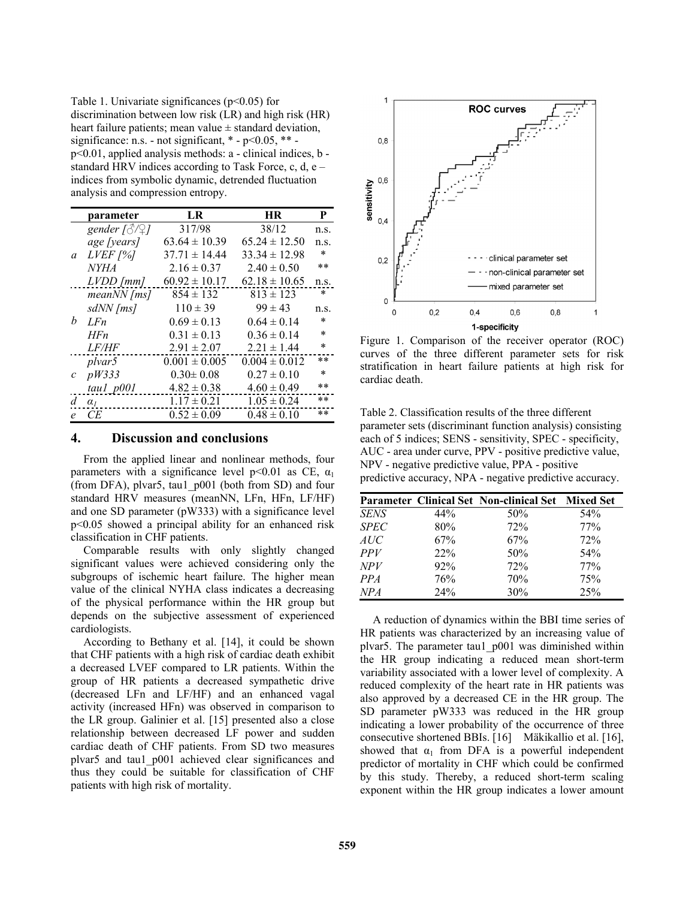Table 1. Univariate significances ($p<0.05$) for discrimination between low risk (LR) and high risk (HR) heart failure patients; mean value ± standard deviation, significance: n.s. - not significant, * - $p<0.05$, ** - $p<0.01$, applied analysis methods: a - clinical indices, b - standard HRV indices according to Task Force, c, d, e – indices from symbolic dynamic, detrended fluctuation analysis and compression entropy.

| | parameter | LR | HR | P |
|---|---|---|---|---|
| a | *gender [♂/♀]* | 317/98 | 38/12 | n.s. |
| | *age [years]* | 63.64 ± 10.39 | 65.24 ± 12.50 | n.s. |
| | *LVEF [%]* | 37.71 ± 14.44 | 33.34 ± 12.98 | * |
| | *NYHA* | 2.16 ± 0.37 | 2.40 ± 0.50 | ** |
| | *LVDD [mm]* | 60.92 ± 10.17 | 62.18 ± 10.65 | n.s. |
| b | *meanNN [ms]* | 854 ± 132 | 813 ± 123 | * |
| | *sdNN [ms]* | 110 ± 39 | 99 ± 43 | n.s. |
| | *LFn* | 0.69 ± 0.13 | 0.64 ± 0.14 | * |
| | *HFn* | 0.31 ± 0.13 | 0.36 ± 0.14 | * |
| | *LF/HF* | 2.91 ± 2.07 | 2.21 ± 1.44 | * |
| c | *plvar5* | 0.001 ± 0.005 | 0.004 ± 0.012 | ** |
| | *pW333* | 0.30± 0.08 | 0.27 ± 0.10 | * |
| | *tau1_p001* | 4.82 ± 0.38 | 4.60 ± 0.49 | ** |
| d | $\alpha_1$ | 1.17 ± 0.21 | 1.05 ± 0.24 | ** |
| e | *CE* | 0.52 ± 0.09 | 0.48 ± 0.10 | ** |

## 4. Discussion and conclusions

From the applied linear and nonlinear methods, four parameters with a significance level $p<0.01$ as CE, $\alpha_1$ (from DFA), plvar5, tau1_p001 (both from SD) and four standard HRV measures (meanNN, LFn, HFn, LF/HF) and one SD parameter (pW333) with a significance level $p<0.05$ showed a principal ability for an enhanced risk classification in CHF patients.

Comparable results with only slightly changed significant values were achieved considering only the subgroups of ischemic heart failure. The higher mean value of the clinical NYHA class indicates a decreasing of the physical performance within the HR group but depends on the subjective assessment of experienced cardiologists.

According to Bethany et al. [14], it could be shown that CHF patients with a high risk of cardiac death exhibit a decreased LVEF compared to LR patients. Within the group of HR patients a decreased sympathetic drive (decreased LFn and LF/HF) and an enhanced vagal activity (increased HFn) was observed in comparison to the LR group. Galinier et al. [15] presented also a close relationship between decreased LF power and sudden cardiac death of CHF patients. From SD two measures plvar5 and tau1_p001 achieved clear significances and thus they could be suitable for classification of CHF patients with high risk of mortality.

Figure 1. Comparison of the receiver operator (ROC) curves of the three different parameter sets for risk stratification in heart failure patients at high risk for cardiac death.

Table 2. Classification results of the three different parameter sets (discriminant function analysis) consisting each of 5 indices; SENS - sensitivity, SPEC - specificity, AUC - area under curve, PPV - positive predictive value, NPV - negative predictive value, PPA - positive predictive accuracy, NPA - negative predictive accuracy.

| Parameter | Clinical Set | Non-clinical Set | Mixed Set |
|---|---|---|---|
| *SENS* | 44% | 50% | 54% |
| *SPEC* | 80% | 72% | 77% |
| *AUC* | 67% | 67% | 72% |
| *PPV* | 22% | 50% | 54% |
| *NPV* | 92% | 72% | 77% |
| *PPA* | 76% | 70% | 75% |
| *NPA* | 24% | 30% | 25% |

A reduction of dynamics within the BBI time series of HR patients was characterized by an increasing value of plvar5. The parameter tau1_p001 was diminished within the HR group indicating a reduced mean short-term variability associated with a lower level of complexity. A reduced complexity of the heart rate in HR patients was also approved by a decreased CE in the HR group. The SD parameter pW333 was reduced in the HR group indicating a lower probability of the occurrence of three consecutive shortened BBIs. [16] Mäkikallio et al. [16], showed that $\alpha_1$ from DFA is a powerful independent predictor of mortality in CHF which could be confirmed by this study. Thereby, a reduced short-term scaling exponent within the HR group indicates a lower amount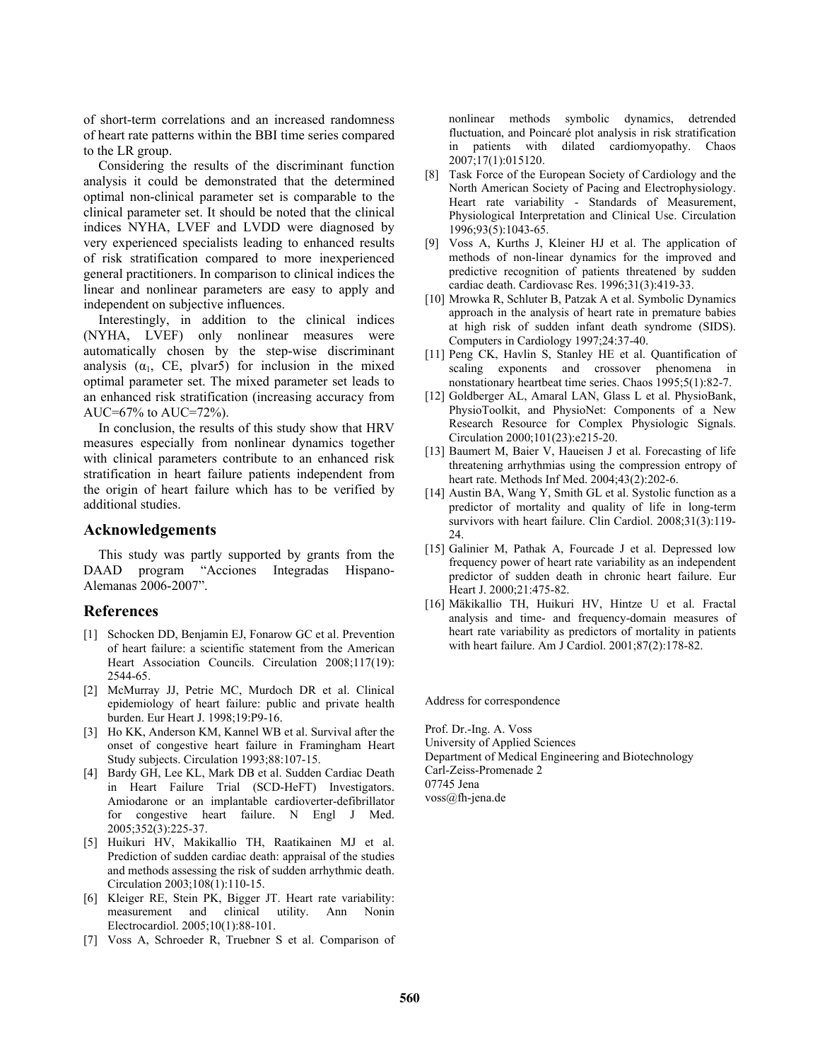of short-term correlations and an increased randomness of heart rate patterns within the BBI time series compared to the LR group.

Considering the results of the discriminant function analysis it could be demonstrated that the determined optimal non-clinical parameter set is comparable to the clinical parameter set. It should be noted that the clinical indices NYHA, LVEF and LVDD were diagnosed by very experienced specialists leading to enhanced results of risk stratification compared to more inexperienced general practitioners. In comparison to clinical indices the linear and nonlinear parameters are easy to apply and independent on subjective influences.

Interestingly, in addition to the clinical indices (NYHA, LVEF) only nonlinear measures were automatically chosen by the step-wise discriminant analysis ($\alpha_1$, CE, plvar5) for inclusion in the mixed optimal parameter set. The mixed parameter set leads to an enhanced risk stratification (increasing accuracy from AUC=67% to AUC=72%).

In conclusion, the results of this study show that HRV measures especially from nonlinear dynamics together with clinical parameters contribute to an enhanced risk stratification in heart failure patients independent from the origin of heart failure which has to be verified by additional studies.

## Acknowledgements

This study was partly supported by grants from the DAAD program "Acciones Integradas Hispano-Alemanas 2006-2007".

## References

[1] Schocken DD, Benjamin EJ, Fonarow GC et al. Prevention of heart failure: a scientific statement from the American Heart Association Councils. Circulation 2008;117(19): 2544-65.

[2] McMurray JJ, Petrie MC, Murdoch DR et al. Clinical epidemiology of heart failure: public and private health burden. Eur Heart J. 1998;19:P9-16.

[3] Ho KK, Anderson KM, Kannel WB et al. Survival after the onset of congestive heart failure in Framingham Heart Study subjects. Circulation 1993;88:107-15.

[4] Bardy GH, Lee KL, Mark DB et al. Sudden Cardiac Death in Heart Failure Trial (SCD-HeFT) Investigators. Amiodarone or an implantable cardioverter-defibrillator for congestive heart failure. N Engl J Med. 2005;352(3):225-37.

[5] Huikuri HV, Makikallio TH, Raatikainen MJ et al. Prediction of sudden cardiac death: appraisal of the studies and methods assessing the risk of sudden arrhythmic death. Circulation 2003;108(1):110-15.

[6] Kleiger RE, Stein PK, Bigger JT. Heart rate variability: measurement and clinical utility. Ann Nonin Electrocardiol. 2005;10(1):88-101.

[7] Voss A, Schroeder R, Truebner S et al. Comparison of nonlinear methods symbolic dynamics, detrended fluctuation, and Poincaré plot analysis in risk stratification in patients with dilated cardiomyopathy. Chaos 2007;17(1):015120.

[8] Task Force of the European Society of Cardiology and the North American Society of Pacing and Electrophysiology. Heart rate variability - Standards of Measurement, Physiological Interpretation and Clinical Use. Circulation 1996;93(5):1043-65.

[9] Voss A, Kurths J, Kleiner HJ et al. The application of methods of non-linear dynamics for the improved and predictive recognition of patients threatened by sudden cardiac death. Cardiovasc Res. 1996;31(3):419-33.

[10] Mrowka R, Schluter B, Patzak A et al. Symbolic Dynamics approach in the analysis of heart rate in premature babies at high risk of sudden infant death syndrome (SIDS). Computers in Cardiology 1997;24:37-40.

[11] Peng CK, Havlin S, Stanley HE et al. Quantification of scaling exponents and crossover phenomena in nonstationary heartbeat time series. Chaos 1995;5(1):82-7.

[12] Goldberger AL, Amaral LAN, Glass L et al. PhysioBank, PhysioToolkit, and PhysioNet: Components of a New Research Resource for Complex Physiologic Signals. Circulation 2000;101(23):e215-20.

[13] Baumert M, Baier V, Haueisen J et al. Forecasting of life threatening arrhythmias using the compression entropy of heart rate. Methods Inf Med. 2004;43(2):202-6.

[14] Austin BA, Wang Y, Smith GL et al. Systolic function as a predictor of mortality and quality of life in long-term survivors with heart failure. Clin Cardiol. 2008;31(3):119-24.

[15] Galinier M, Pathak A, Fourcade J et al. Depressed low frequency power of heart rate variability as an independent predictor of sudden death in chronic heart failure. Eur Heart J. 2000;21:475-82.

[16] Mäkikallio TH, Huikuri HV, Hintze U et al. Fractal analysis and time- and frequency-domain measures of heart rate variability as predictors of mortality in patients with heart failure. Am J Cardiol. 2001;87(2):178-82.

Address for correspondence

Prof. Dr.-Ing. A. Voss
University of Applied Sciences
Department of Medical Engineering and Biotechnology
Carl-Zeiss-Promenade 2
07745 Jena
voss@fh-jena.de